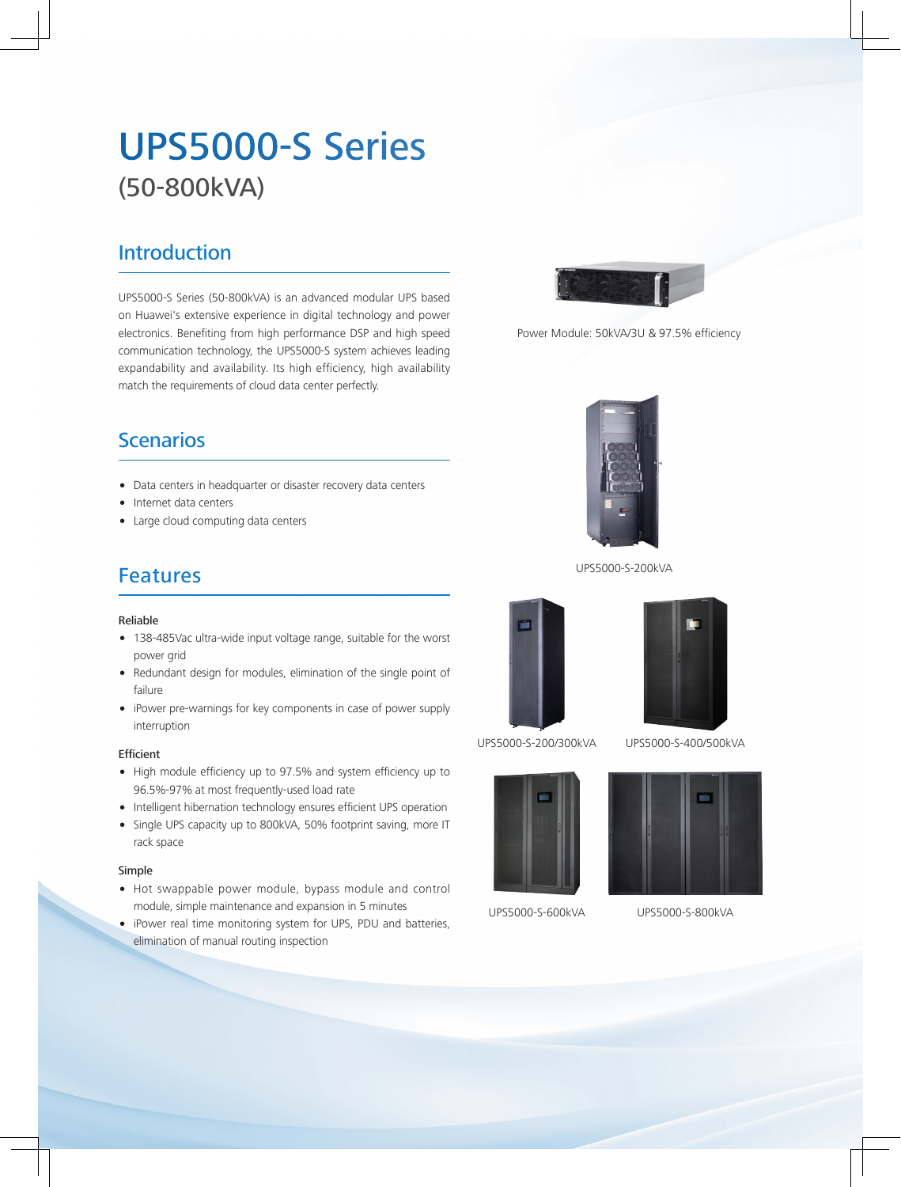# UPS5000-S Series

## (50-800kVA)

## Introduction

UPS5000-S Series (50-800kVA) is an advanced modular UPS based on Huawei's extensive experience in digital technology and power electronics. Benefiting from high performance DSP and high speed communication technology, the UPS5000-S system achieves leading expandability and availability. Its high efficiency, high availability match the requirements of cloud data center perfectly.

## Scenarios

- Data centers in headquarter or disaster recovery data centers
- Internet data centers
- Large cloud computing data centers

## Features

### Reliable

- 138-485Vac ultra-wide input voltage range, suitable for the worst power grid
- Redundant design for modules, elimination of the single point of failure
- iPower pre-warnings for key components in case of power supply interruption

### Efficient

- High module efficiency up to 97.5% and system efficiency up to 96.5%-97% at most frequently-used load rate
- Intelligent hibernation technology ensures efficient UPS operation
- Single UPS capacity up to 800kVA, 50% footprint saving, more IT rack space

### Simple

- Hot swappable power module, bypass module and control module, simple maintenance and expansion in 5 minutes
- iPower real time monitoring system for UPS, PDU and batteries, elimination of manual routing inspection

Power Module: 50kVA/3U & 97.5% efficiency

UPS5000-S-200kVA

UPS5000-S-200/300kVA

UPS5000-S-400/500kVA

UPS5000-S-600kVA

UPS5000-S-800kVA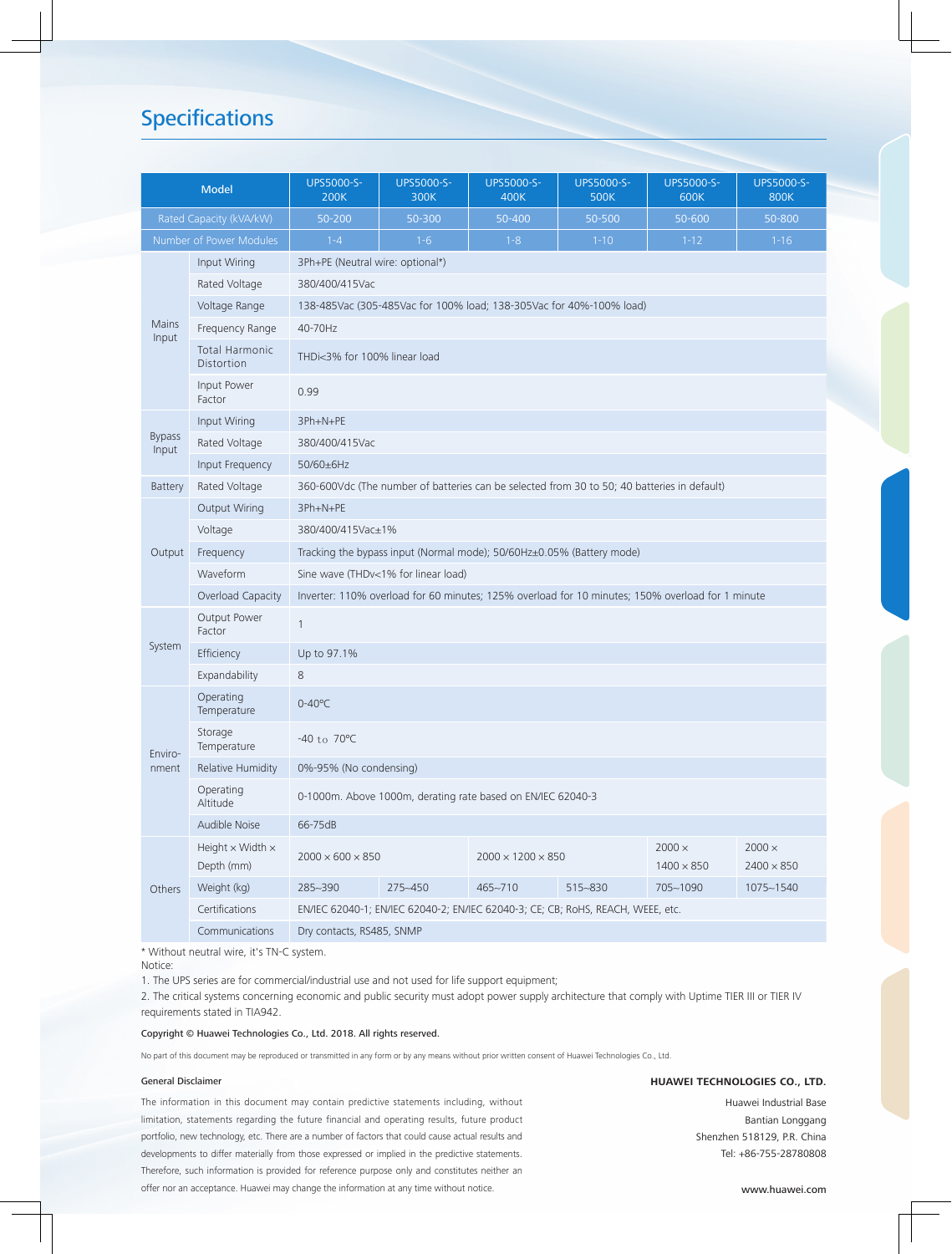# Specifications

| Model | | UPS5000-S-200K | UPS5000-S-300K | UPS5000-S-400K | UPS5000-S-500K | UPS5000-S-600K | UPS5000-S-800K |
|---|---|---|---|---|---|---|---|
| Rated Capacity (kVA/kW) | | 50-200 | 50-300 | 50-400 | 50-500 | 50-600 | 50-800 |
| Number of Power Modules | | 1-4 | 1-6 | 1-8 | 1-10 | 1-12 | 1-16 |
| Mains Input | Input Wiring | 3Ph+PE (Neutral wire: optional*) | | | | | |
| | Rated Voltage | 380/400/415Vac | | | | | |
| | Voltage Range | 138-485Vac (305-485Vac for 100% load; 138-305Vac for 40%-100% load) | | | | | |
| | Frequency Range | 40-70Hz | | | | | |
| | Total Harmonic Distortion | THDi<3% for 100% linear load | | | | | |
| | Input Power Factor | 0.99 | | | | | |
| Bypass Input | Input Wiring | 3Ph+N+PE | | | | | |
| | Rated Voltage | 380/400/415Vac | | | | | |
| | Input Frequency | 50/60±6Hz | | | | | |
| Battery | Rated Voltage | 360-600Vdc (The number of batteries can be selected from 30 to 50; 40 batteries in default) | | | | | |
| Output | Output Wiring | 3Ph+N+PE | | | | | |
| | Voltage | 380/400/415Vac±1% | | | | | |
| | Frequency | Tracking the bypass input (Normal mode); 50/60Hz±0.05% (Battery mode) | | | | | |
| | Waveform | Sine wave (THDv<1% for linear load) | | | | | |
| | Overload Capacity | Inverter: 110% overload for 60 minutes; 125% overload for 10 minutes; 150% overload for 1 minute | | | | | |
| System | Output Power Factor | 1 | | | | | |
| | Efficiency | Up to 97.1% | | | | | |
| | Expandability | 8 | | | | | |
| Environment | Operating Temperature | 0-40°C | | | | | |
| | Storage Temperature | -40 to 70°C | | | | | |
| | Relative Humidity | 0%-95% (No condensing) | | | | | |
| | Operating Altitude | 0-1000m. Above 1000m, derating rate based on EN/IEC 62040-3 | | | | | |
| | Audible Noise | 66-75dB | | | | | |
| Others | Height × Width × Depth (mm) | 2000 × 600 × 850 | | 2000 × 1200 × 850 | | 2000 × 1400 × 850 | 2000 × 2400 × 850 |
| | Weight (kg) | 285–390 | 275–450 | 465–710 | 515–830 | 705–1090 | 1075–1540 |
| | Certifications | EN/IEC 62040-1; EN/IEC 62040-2; EN/IEC 62040-3; CE; CB; RoHS, REACH, WEEE, etc. | | | | | |
| | Communications | Dry contacts, RS485, SNMP | | | | | |

* Without neutral wire, it's TN-C system.

Notice:

1. The UPS series are for commercial/industrial use and not used for life support equipment;
2. The critical systems concerning economic and public security must adopt power supply architecture that comply with Uptime TIER III or TIER IV requirements stated in TIA942.

Copyright © Huawei Technologies Co., Ltd. 2018. All rights reserved.

No part of this document may be reproduced or transmitted in any form or by any means without prior written consent of Huawei Technologies Co., Ltd.

General Disclaimer

The information in this document may contain predictive statements including, without limitation, statements regarding the future financial and operating results, future product portfolio, new technology, etc. There are a number of factors that could cause actual results and developments to differ materially from those expressed or implied in the predictive statements. Therefore, such information is provided for reference purpose only and constitutes neither an offer nor an acceptance. Huawei may change the information at any time without notice.

**HUAWEI TECHNOLOGIES CO., LTD.**

Huawei Industrial Base
Bantian Longgang
Shenzhen 518129, P.R. China
Tel: +86-755-28780808

www.huawei.com